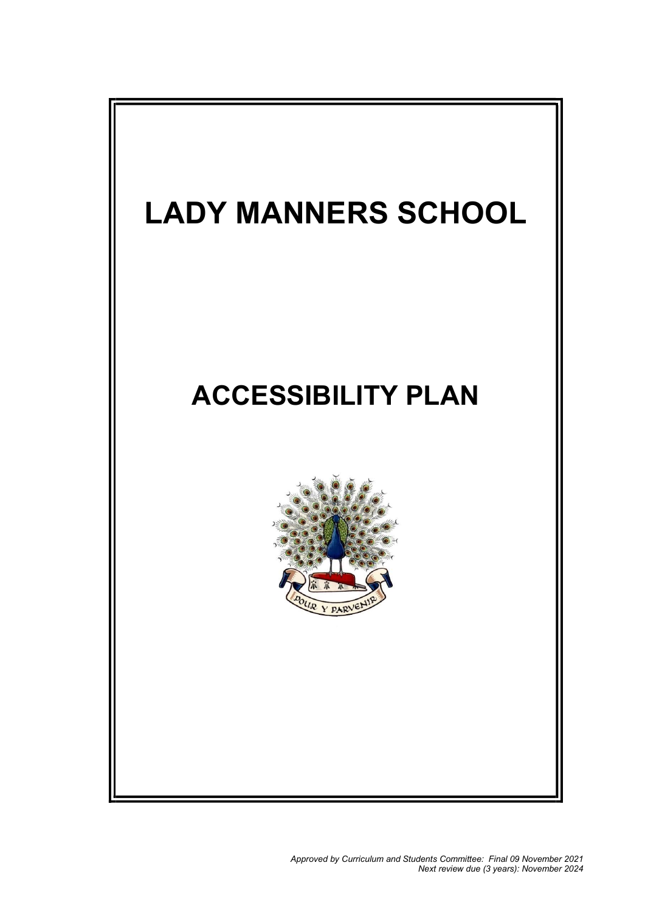# LADY MANNERS SCHOOL

# ACCESSIBILITY PLAN

*Approved by Curriculum and Students Committee: Final 09 November 2021*
*Next review due (3 years): November 2024*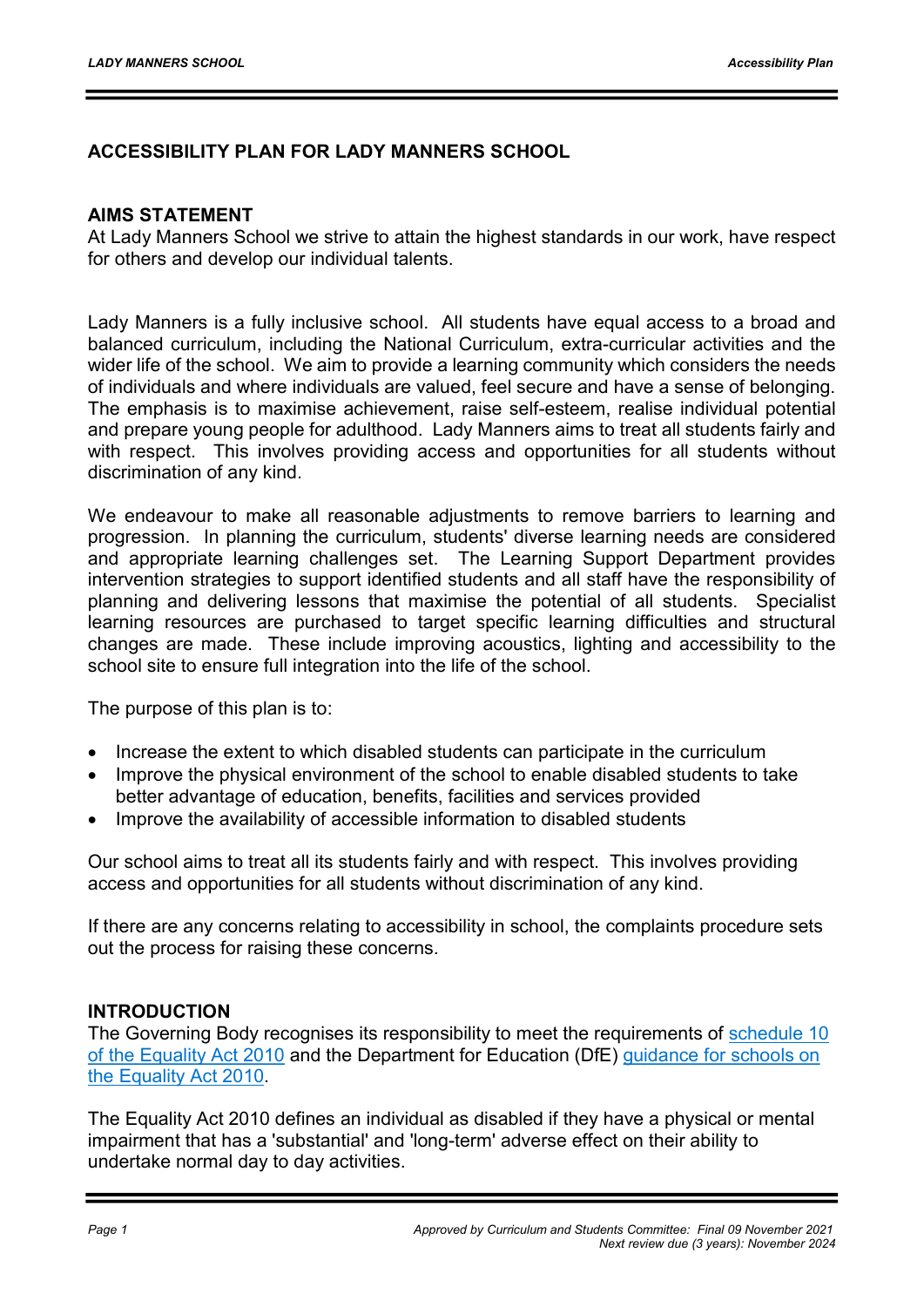## ACCESSIBILITY PLAN FOR LADY MANNERS SCHOOL

### AIMS STATEMENT

At Lady Manners School we strive to attain the highest standards in our work, have respect for others and develop our individual talents.

Lady Manners is a fully inclusive school. All students have equal access to a broad and balanced curriculum, including the National Curriculum, extra-curricular activities and the wider life of the school. We aim to provide a learning community which considers the needs of individuals and where individuals are valued, feel secure and have a sense of belonging. The emphasis is to maximise achievement, raise self-esteem, realise individual potential and prepare young people for adulthood. Lady Manners aims to treat all students fairly and with respect. This involves providing access and opportunities for all students without discrimination of any kind.

We endeavour to make all reasonable adjustments to remove barriers to learning and progression. In planning the curriculum, students' diverse learning needs are considered and appropriate learning challenges set. The Learning Support Department provides intervention strategies to support identified students and all staff have the responsibility of planning and delivering lessons that maximise the potential of all students. Specialist learning resources are purchased to target specific learning difficulties and structural changes are made. These include improving acoustics, lighting and accessibility to the school site to ensure full integration into the life of the school.

The purpose of this plan is to:

- Increase the extent to which disabled students can participate in the curriculum
- Improve the physical environment of the school to enable disabled students to take better advantage of education, benefits, facilities and services provided
- Improve the availability of accessible information to disabled students

Our school aims to treat all its students fairly and with respect. This involves providing access and opportunities for all students without discrimination of any kind.

If there are any concerns relating to accessibility in school, the complaints procedure sets out the process for raising these concerns.

### INTRODUCTION

The Governing Body recognises its responsibility to meet the requirements of schedule 10 of the Equality Act 2010 and the Department for Education (DfE) guidance for schools on the Equality Act 2010.

The Equality Act 2010 defines an individual as disabled if they have a physical or mental impairment that has a 'substantial' and 'long-term' adverse effect on their ability to undertake normal day to day activities.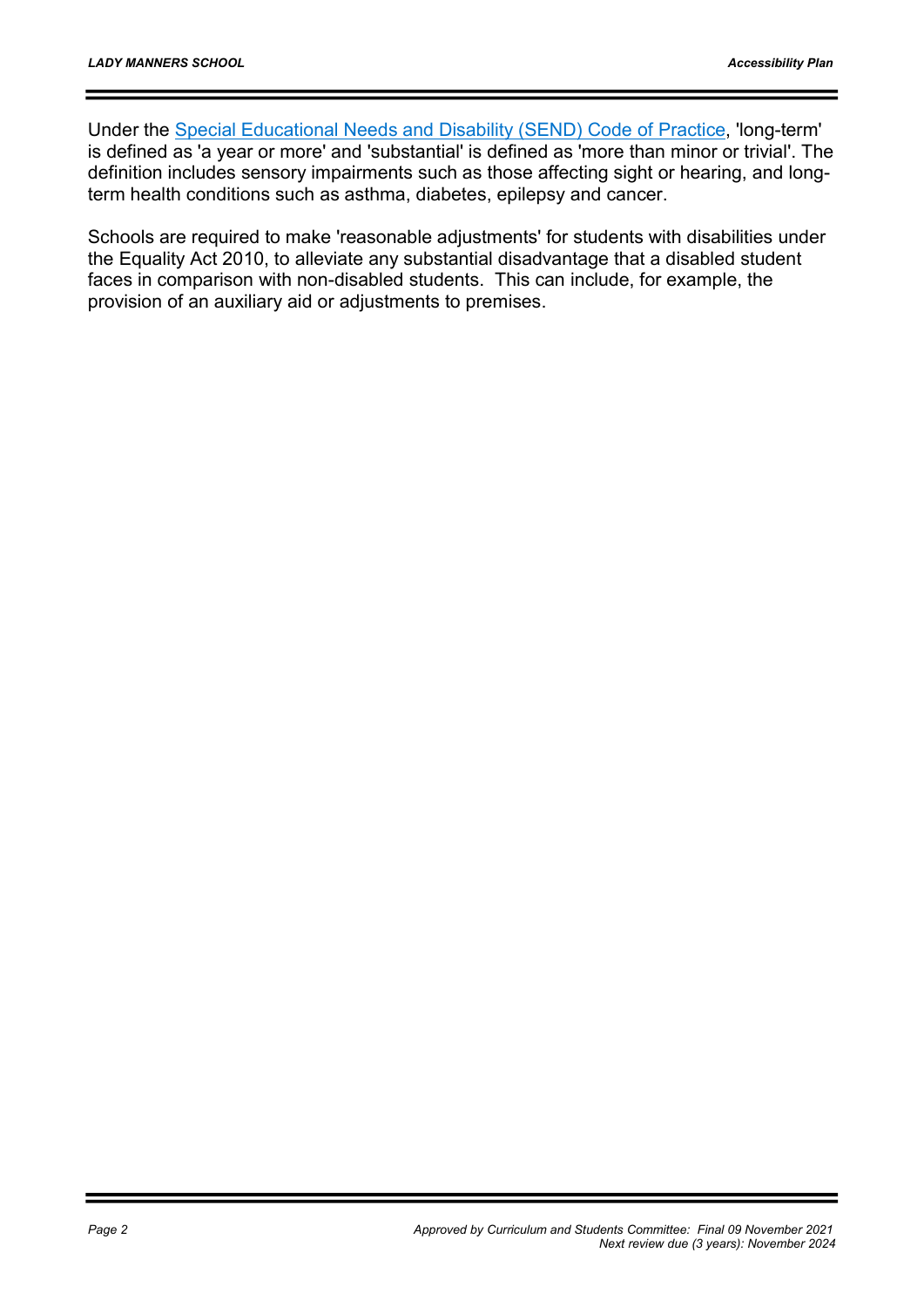Under the [Special Educational Needs and Disability (SEND) Code of Practice](), 'long-term' is defined as 'a year or more' and 'substantial' is defined as 'more than minor or trivial'. The definition includes sensory impairments such as those affecting sight or hearing, and long-term health conditions such as asthma, diabetes, epilepsy and cancer.

Schools are required to make 'reasonable adjustments' for students with disabilities under the Equality Act 2010, to alleviate any substantial disadvantage that a disabled student faces in comparison with non-disabled students. This can include, for example, the provision of an auxiliary aid or adjustments to premises.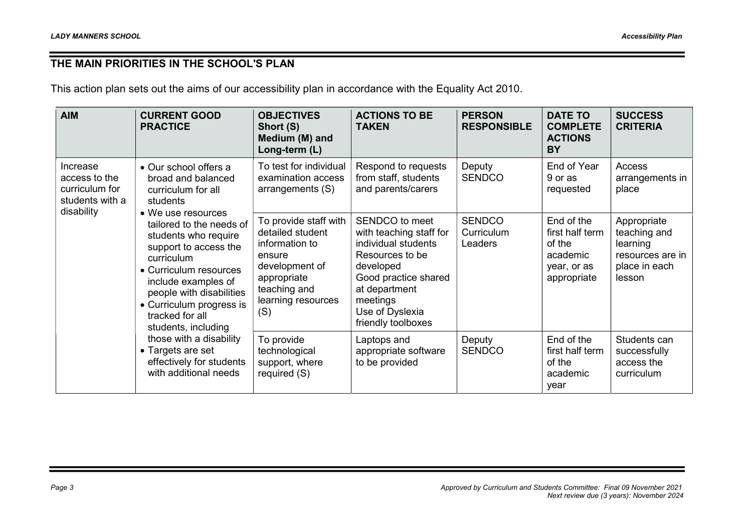## THE MAIN PRIORITIES IN THE SCHOOL'S PLAN

This action plan sets out the aims of our accessibility plan in accordance with the Equality Act 2010.

| AIM | CURRENT GOOD PRACTICE | OBJECTIVES Short (S) Medium (M) and Long-term (L) | ACTIONS TO BE TAKEN | PERSON RESPONSIBLE | DATE TO COMPLETE ACTIONS BY | SUCCESS CRITERIA |
|---|---|---|---|---|---|---|
| Increase access to the curriculum for students with a disability | • Our school offers a broad and balanced curriculum for all students<br>• We use resources tailored to the needs of students who require support to access the curriculum<br>• Curriculum resources include examples of people with disabilities<br>• Curriculum progress is tracked for all students, including those with a disability<br>• Targets are set effectively for students with additional needs | To test for individual examination access arrangements (S) | Respond to requests from staff, students and parents/carers | Deputy SENDCO | End of Year 9 or as requested | Access arrangements in place |
| | | To provide staff with detailed student information to ensure development of appropriate teaching and learning resources (S) | SENDCO to meet with teaching staff for individual students<br>Resources to be developed<br>Good practice shared at department meetings<br>Use of Dyslexia friendly toolboxes | SENDCO<br>Curriculum Leaders | End of the first half term of the academic year, or as appropriate | Appropriate teaching and learning resources are in place in each lesson |
| | | To provide technological support, where required (S) | Laptops and appropriate software to be provided | Deputy SENDCO | End of the first half term of the academic year | Students can successfully access the curriculum |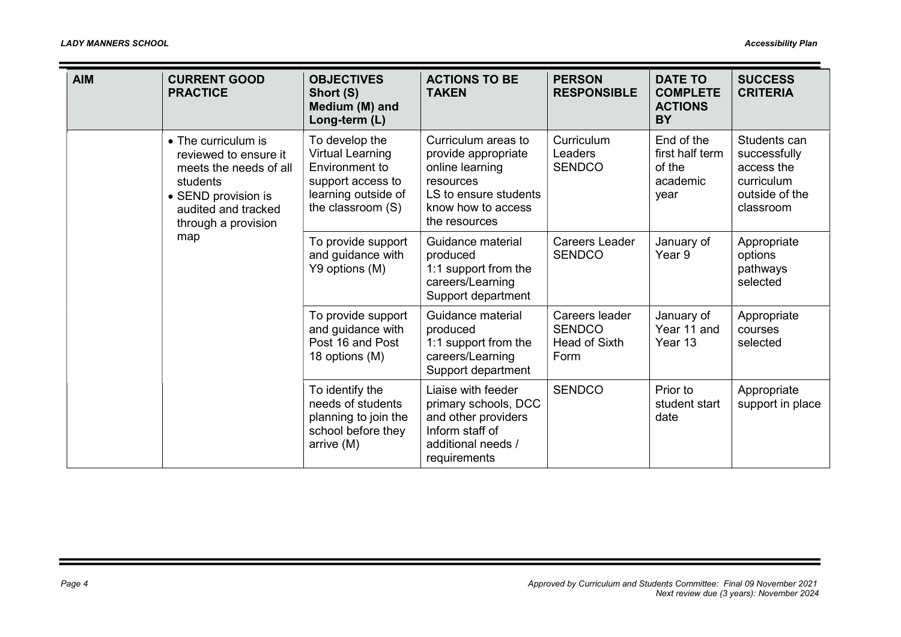| AIM | CURRENT GOOD PRACTICE | OBJECTIVES Short (S) Medium (M) and Long-term (L) | ACTIONS TO BE TAKEN | PERSON RESPONSIBLE | DATE TO COMPLETE ACTIONS BY | SUCCESS CRITERIA |
|---|---|---|---|---|---|---|
| | • The curriculum is reviewed to ensure it meets the needs of all students<br>• SEND provision is audited and tracked through a provision map | To develop the Virtual Learning Environment to support access to learning outside of the classroom (S) | Curriculum areas to provide appropriate online learning resources<br>LS to ensure students know how to access the resources | Curriculum Leaders<br>SENDCO | End of the first half term of the academic year | Students can successfully access the curriculum outside of the classroom |
| | | To provide support and guidance with Y9 options (M) | Guidance material produced<br>1:1 support from the careers/Learning Support department | Careers Leader<br>SENDCO | January of Year 9 | Appropriate options pathways selected |
| | | To provide support and guidance with Post 16 and Post 18 options (M) | Guidance material produced<br>1:1 support from the careers/Learning Support department | Careers leader<br>SENDCO<br>Head of Sixth Form | January of Year 11 and Year 13 | Appropriate courses selected |
| | | To identify the needs of students planning to join the school before they arrive (M) | Liaise with feeder primary schools, DCC and other providers<br>Inform staff of additional needs / requirements | SENDCO | Prior to student start date | Appropriate support in place |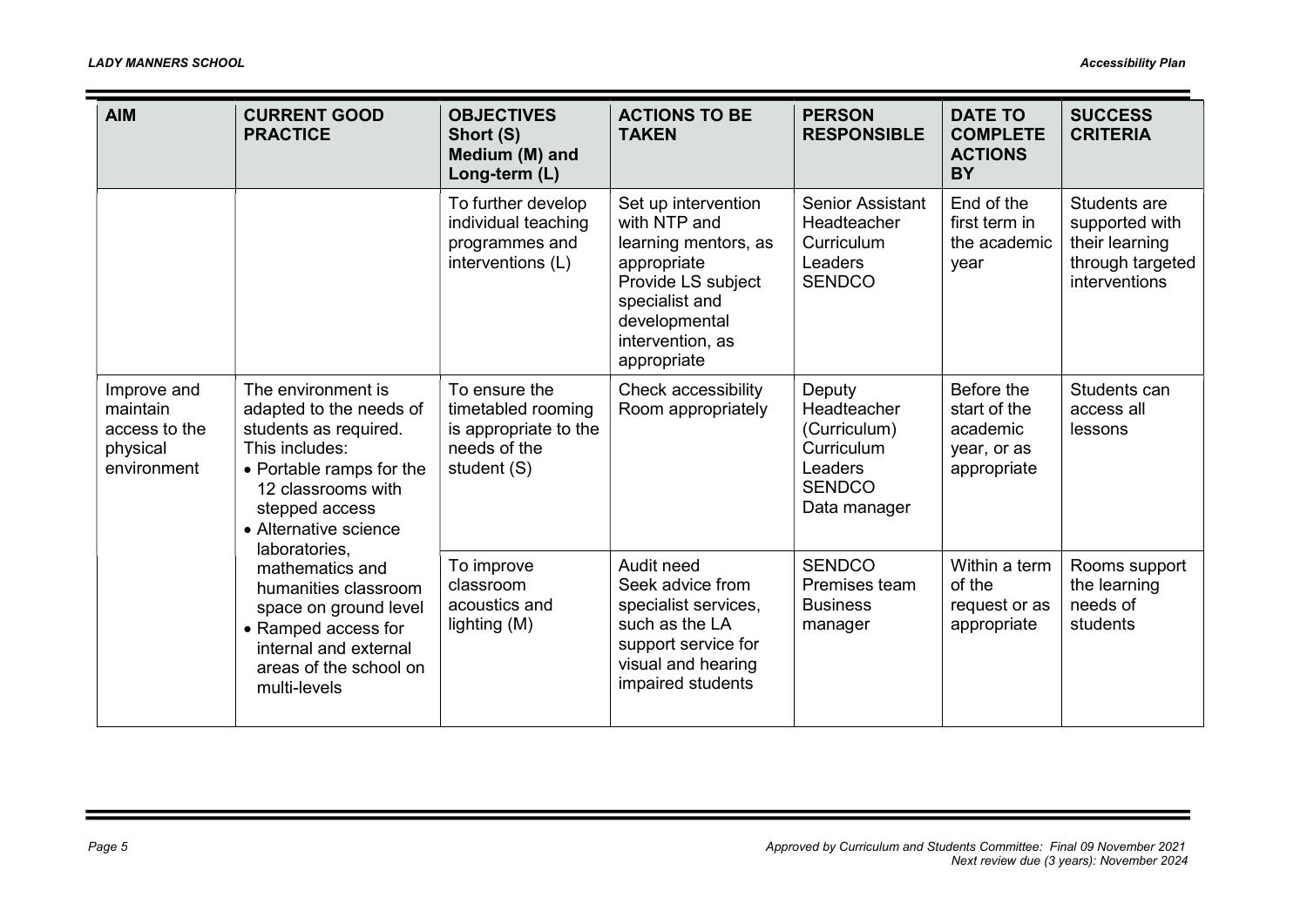| AIM | CURRENT GOOD PRACTICE | OBJECTIVES Short (S) Medium (M) and Long-term (L) | ACTIONS TO BE TAKEN | PERSON RESPONSIBLE | DATE TO COMPLETE ACTIONS BY | SUCCESS CRITERIA |
|---|---|---|---|---|---|---|
| | | To further develop individual teaching programmes and interventions (L) | Set up intervention with NTP and learning mentors, as appropriate<br>Provide LS subject specialist and developmental intervention, as appropriate | Senior Assistant Headteacher<br>Curriculum Leaders<br>SENDCO | End of the first term in the academic year | Students are supported with their learning through targeted interventions |
| Improve and maintain access to the physical environment | The environment is adapted to the needs of students as required. This includes:<br>• Portable ramps for the 12 classrooms with stepped access<br>• Alternative science laboratories, mathematics and humanities classroom space on ground level<br>• Ramped access for internal and external areas of the school on multi-levels | To ensure the timetabled rooming is appropriate to the needs of the student (S) | Check accessibility<br>Room appropriately | Deputy Headteacher (Curriculum)<br>Curriculum Leaders<br>SENDCO<br>Data manager | Before the start of the academic year, or as appropriate | Students can access all lessons |
| | | To improve classroom acoustics and lighting (M) | Audit need<br>Seek advice from specialist services, such as the LA support service for visual and hearing impaired students | SENDCO<br>Premises team<br>Business manager | Within a term of the request or as appropriate | Rooms support the learning needs of students |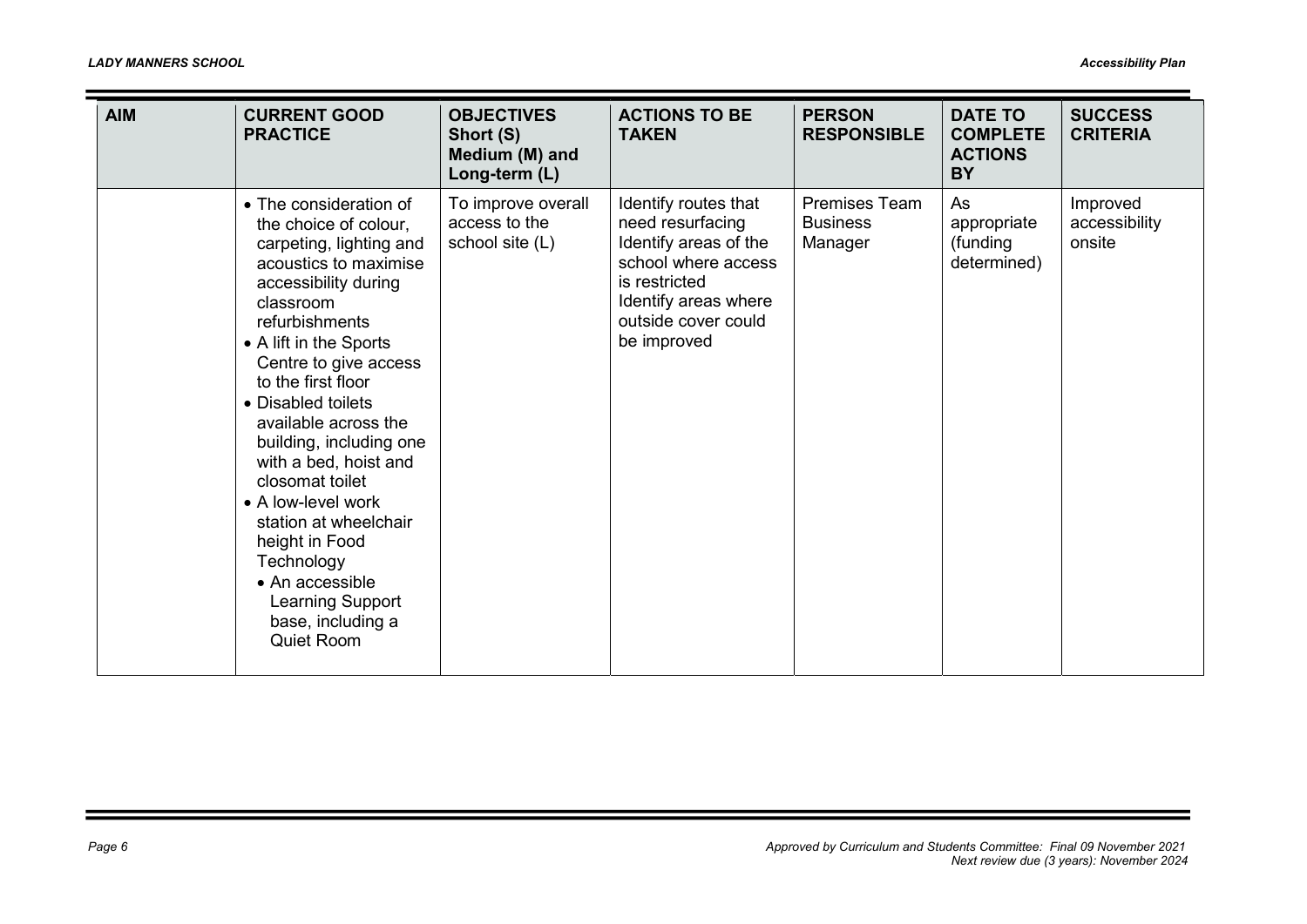| AIM | CURRENT GOOD PRACTICE | OBJECTIVES Short (S) Medium (M) and Long-term (L) | ACTIONS TO BE TAKEN | PERSON RESPONSIBLE | DATE TO COMPLETE ACTIONS BY | SUCCESS CRITERIA |
|---|---|---|---|---|---|---|
| | • The consideration of the choice of colour, carpeting, lighting and acoustics to maximise accessibility during classroom refurbishments<br>• A lift in the Sports Centre to give access to the first floor<br>• Disabled toilets available across the building, including one with a bed, hoist and closomat toilet<br>• A low-level work station at wheelchair height in Food Technology<br>• An accessible Learning Support base, including a Quiet Room | To improve overall access to the school site (L) | Identify routes that need resurfacing<br>Identify areas of the school where access is restricted<br>Identify areas where outside cover could be improved | Premises Team<br>Business Manager | As appropriate (funding determined) | Improved accessibility onsite |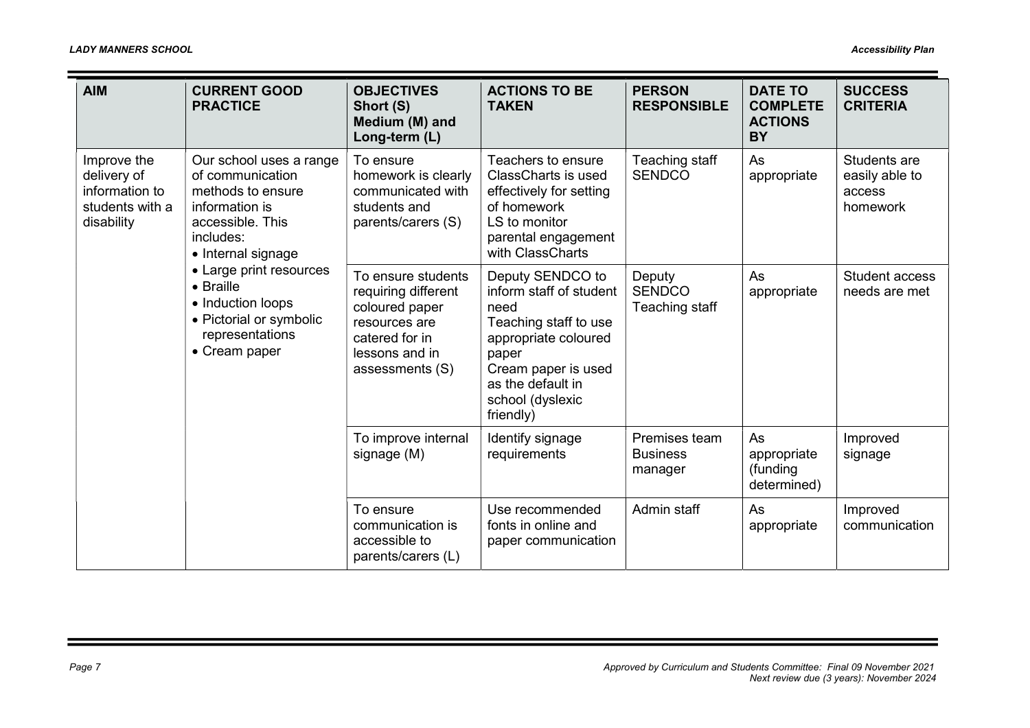| AIM | CURRENT GOOD PRACTICE | OBJECTIVES Short (S) Medium (M) and Long-term (L) | ACTIONS TO BE TAKEN | PERSON RESPONSIBLE | DATE TO COMPLETE ACTIONS BY | SUCCESS CRITERIA |
|---|---|---|---|---|---|---|
| Improve the delivery of information to students with a disability | Our school uses a range of communication methods to ensure information is accessible. This includes:<br>• Internal signage<br>• Large print resources<br>• Braille<br>• Induction loops<br>• Pictorial or symbolic representations<br>• Cream paper | To ensure homework is clearly communicated with students and parents/carers (S) | Teachers to ensure ClassCharts is used effectively for setting of homework<br>LS to monitor parental engagement with ClassCharts | Teaching staff<br>SENDCO | As appropriate | Students are easily able to access homework |
| | | To ensure students requiring different coloured paper resources are catered for in lessons and in assessments (S) | Deputy SENDCO to inform staff of student need<br>Teaching staff to use appropriate coloured paper<br>Cream paper is used as the default in school (dyslexic friendly) | Deputy SENDCO<br>Teaching staff | As appropriate | Student access needs are met |
| | | To improve internal signage (M) | Identify signage requirements | Premises team<br>Business manager | As appropriate (funding determined) | Improved signage |
| | | To ensure communication is accessible to parents/carers (L) | Use recommended fonts in online and paper communication | Admin staff | As appropriate | Improved communication |

*Approved by Curriculum and Students Committee: Final 09 November 2021*
*Next review due (3 years): November 2024*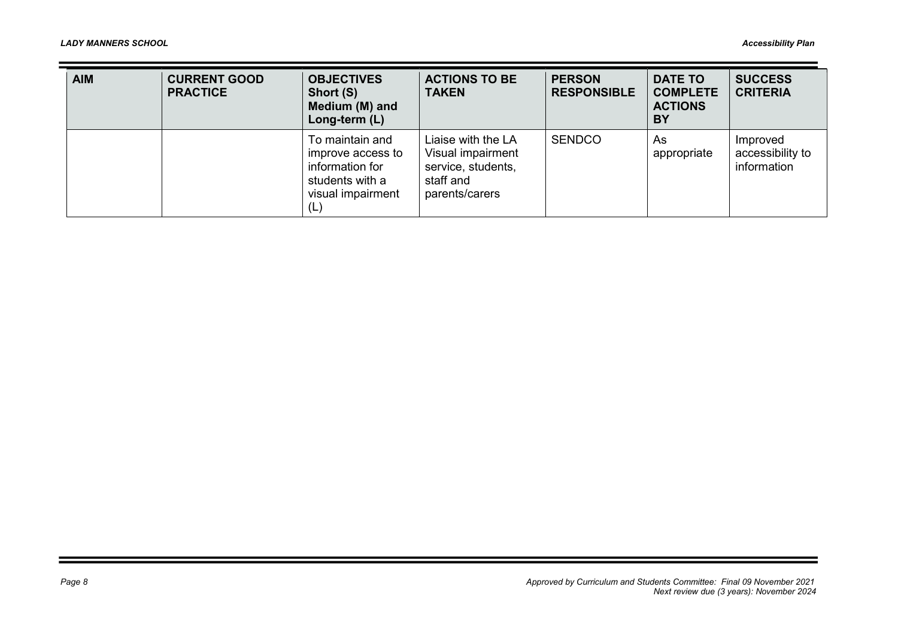| AIM | CURRENT GOOD PRACTICE | OBJECTIVES Short (S) Medium (M) and Long-term (L) | ACTIONS TO BE TAKEN | PERSON RESPONSIBLE | DATE TO COMPLETE ACTIONS BY | SUCCESS CRITERIA |
| --- | --- | --- | --- | --- | --- | --- |
| | | To maintain and improve access to information for students with a visual impairment (L) | Liaise with the LA Visual impairment service, students, staff and parents/carers | SENDCO | As appropriate | Improved accessibility to information |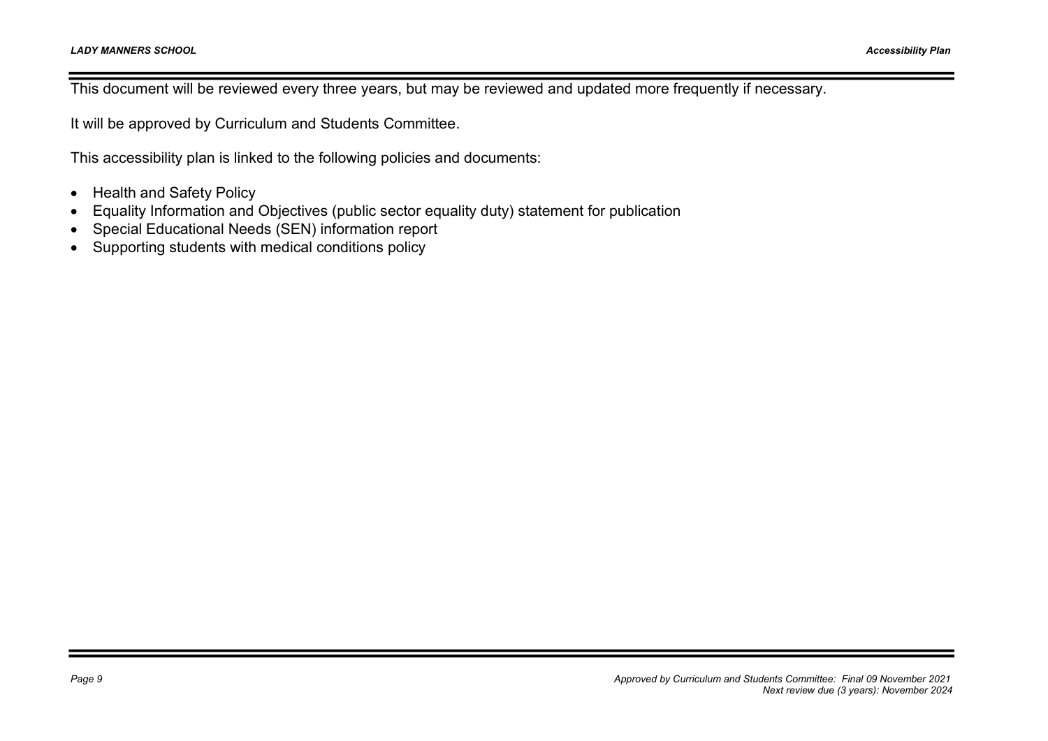This document will be reviewed every three years, but may be reviewed and updated more frequently if necessary.

It will be approved by Curriculum and Students Committee.

This accessibility plan is linked to the following policies and documents:

- Health and Safety Policy
- Equality Information and Objectives (public sector equality duty) statement for publication
- Special Educational Needs (SEN) information report
- Supporting students with medical conditions policy